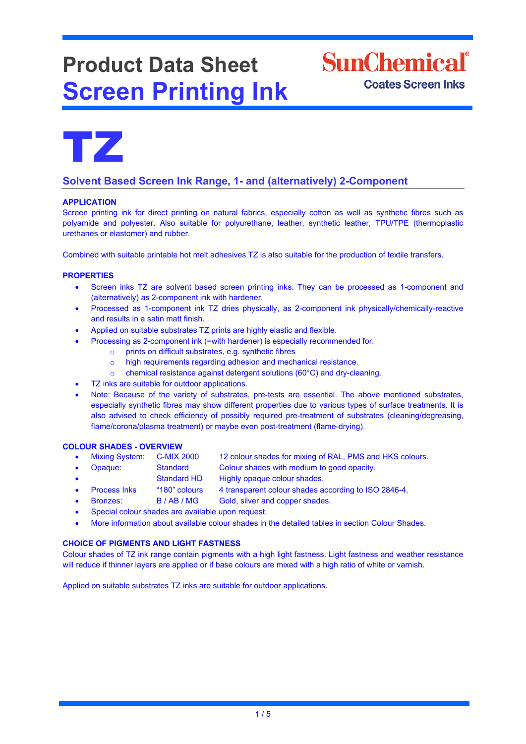# Product Data Sheet
# Screen Printing Ink

SunChemical
Coates Screen Inks

# TZ

## Solvent Based Screen Ink Range, 1- and (alternatively) 2-Component

### APPLICATION

Screen printing ink for direct printing on natural fabrics, especially cotton as well as synthetic fibres such as polyamide and polyester. Also suitable for polyurethane, leather, synthetic leather, TPU/TPE (thermoplastic urethanes or elastomer) and rubber.

Combined with suitable printable hot melt adhesives TZ is also suitable for the production of textile transfers.

### PROPERTIES

- Screen inks TZ are solvent based screen printing inks. They can be processed as 1-component and (alternatively) as 2-component ink with hardener.
- Processed as 1-component ink TZ dries physically, as 2-component ink physically/chemically-reactive and results in a satin matt finish.
- Applied on suitable substrates TZ prints are highly elastic and flexible.
- Processing as 2-component ink (=with hardener) is especially recommended for:
  - prints on difficult substrates, e.g. synthetic fibres
  - high requirements regarding adhesion and mechanical resistance.
  - chemical resistance against detergent solutions (60°C) and dry-cleaning.
- TZ inks are suitable for outdoor applications.
- Note: Because of the variety of substrates, pre-tests are essential. The above mentioned substrates, especially synthetic fibres may show different properties due to various types of surface treatments. It is also advised to check efficiency of possibly required pre-treatment of substrates (cleaning/degreasing, flame/corona/plasma treatment) or maybe even post-treatment (flame-drying).

### COLOUR SHADES - OVERVIEW

- Mixing System: C-MIX 2000 — 12 colour shades for mixing of RAL, PMS and HKS colours.
- Opaque: Standard — Colour shades with medium to good opacity.
- Standard HD — Highly opaque colour shades.
- Process Inks "180" colours — 4 transparent colour shades according to ISO 2846-4.
- Bronzes: B / AB / MG — Gold, silver and copper shades.
- Special colour shades are available upon request.
- More information about available colour shades in the detailed tables in section Colour Shades.

### CHOICE OF PIGMENTS AND LIGHT FASTNESS

Colour shades of TZ ink range contain pigments with a high light fastness. Light fastness and weather resistance will reduce if thinner layers are applied or if base colours are mixed with a high ratio of white or varnish.

Applied on suitable substrates TZ inks are suitable for outdoor applications.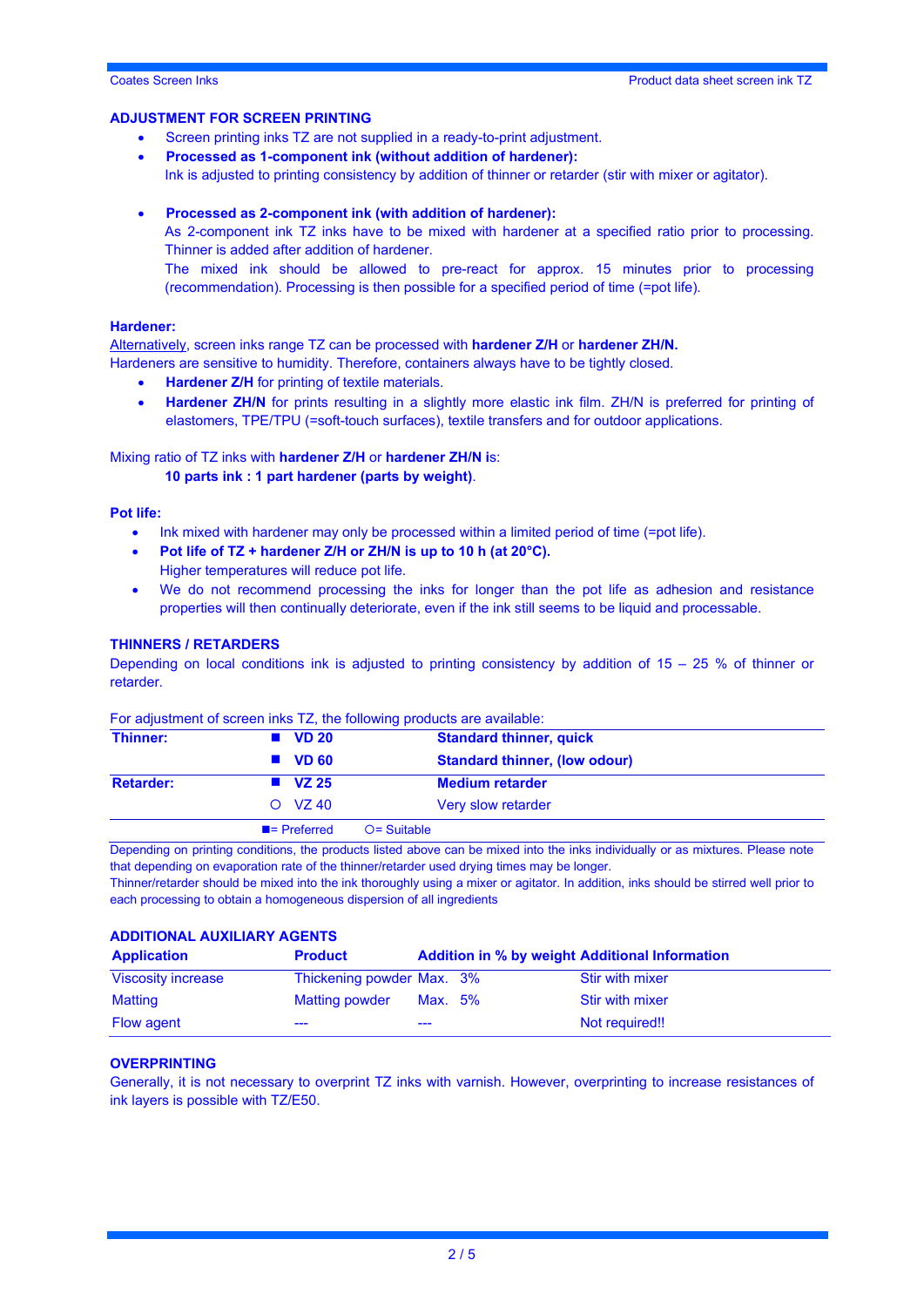## ADJUSTMENT FOR SCREEN PRINTING

- Screen printing inks TZ are not supplied in a ready-to-print adjustment.
- **Processed as 1-component ink (without addition of hardener):**
  Ink is adjusted to printing consistency by addition of thinner or retarder (stir with mixer or agitator).

- **Processed as 2-component ink (with addition of hardener):**
  As 2-component ink TZ inks have to be mixed with hardener at a specified ratio prior to processing. Thinner is added after addition of hardener.
  The mixed ink should be allowed to pre-react for approx. 15 minutes prior to processing (recommendation). Processing is then possible for a specified period of time (=pot life).

### Hardener:

Alternatively, screen inks range TZ can be processed with **hardener Z/H** or **hardener ZH/N.**
Hardeners are sensitive to humidity. Therefore, containers always have to be tightly closed.

- **Hardener Z/H** for printing of textile materials.
- **Hardener ZH/N** for prints resulting in a slightly more elastic ink film. ZH/N is preferred for printing of elastomers, TPE/TPU (=soft-touch surfaces), textile transfers and for outdoor applications.

Mixing ratio of TZ inks with **hardener Z/H** or **hardener ZH/N** is:
**10 parts ink : 1 part hardener (parts by weight)**.

### Pot life:

- Ink mixed with hardener may only be processed within a limited period of time (=pot life).
- **Pot life of TZ + hardener Z/H or ZH/N is up to 10 h (at 20°C).**
  Higher temperatures will reduce pot life.
- We do not recommend processing the inks for longer than the pot life as adhesion and resistance properties will then continually deteriorate, even if the ink still seems to be liquid and processable.

## THINNERS / RETARDERS

Depending on local conditions ink is adjusted to printing consistency by addition of 15 – 25 % of thinner or retarder.

For adjustment of screen inks TZ, the following products are available:

| | | |
|---|---|---|
| **Thinner:** | ■ **VD 20** | **Standard thinner, quick** |
| | ■ **VD 60** | **Standard thinner, (low odour)** |
| **Retarder:** | ■ **VZ 25** | **Medium retarder** |
| | ○ VZ 40 | Very slow retarder |

■= Preferred ○= Suitable

Depending on printing conditions, the products listed above can be mixed into the inks individually or as mixtures. Please note that depending on evaporation rate of the thinner/retarder used drying times may be longer.
Thinner/retarder should be mixed into the ink thoroughly using a mixer or agitator. In addition, inks should be stirred well prior to each processing to obtain a homogeneous dispersion of all ingredients

## ADDITIONAL AUXILIARY AGENTS

| Application | Product | Addition in % by weight | Additional Information |
|---|---|---|---|
| Viscosity increase | Thickening powder | Max. 3% | Stir with mixer |
| Matting | Matting powder | Max. 5% | Stir with mixer |
| Flow agent | --- | --- | Not required!! |

## OVERPRINTING

Generally, it is not necessary to overprint TZ inks with varnish. However, overprinting to increase resistances of ink layers is possible with TZ/E50.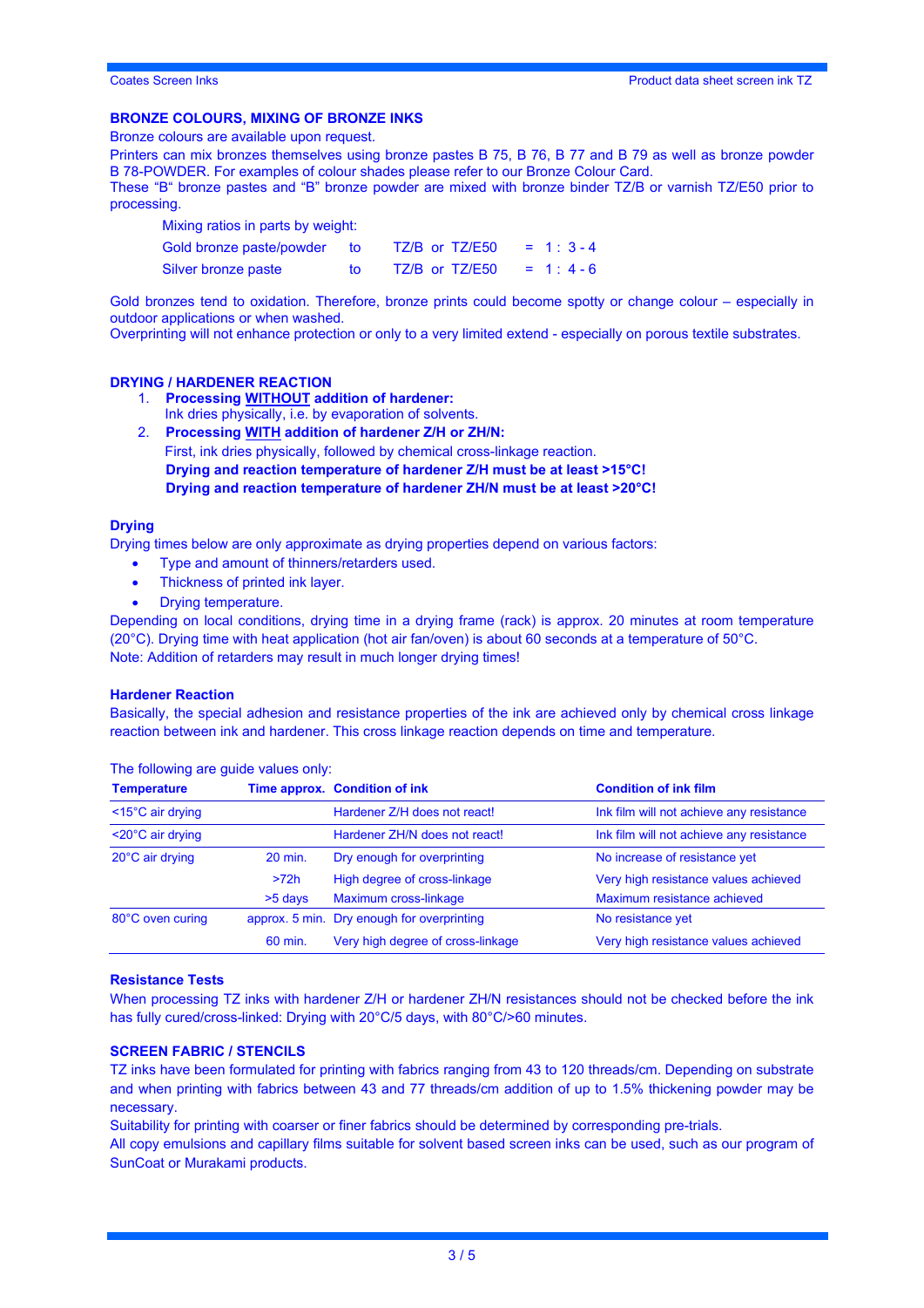## BRONZE COLOURS, MIXING OF BRONZE INKS

Bronze colours are available upon request.

Printers can mix bronzes themselves using bronze pastes B 75, B 76, B 77 and B 79 as well as bronze powder B 78-POWDER. For examples of colour shades please refer to our Bronze Colour Card.

These "B" bronze pastes and "B" bronze powder are mixed with bronze binder TZ/B or varnish TZ/E50 prior to processing.

Mixing ratios in parts by weight:

| | | | |
|---|---|---|---|
| Gold bronze paste/powder | to | TZ/B or TZ/E50 | = 1 : 3 - 4 |
| Silver bronze paste | to | TZ/B or TZ/E50 | = 1 : 4 - 6 |

Gold bronzes tend to oxidation. Therefore, bronze prints could become spotty or change colour – especially in outdoor applications or when washed.

Overprinting will not enhance protection or only to a very limited extend - especially on porous textile substrates.

## DRYING / HARDENER REACTION

1. **Processing WITHOUT addition of hardener:**
   Ink dries physically, i.e. by evaporation of solvents.
2. **Processing WITH addition of hardener Z/H or ZH/N:**
   First, ink dries physically, followed by chemical cross-linkage reaction.
   **Drying and reaction temperature of hardener Z/H must be at least >15°C!**
   **Drying and reaction temperature of hardener ZH/N must be at least >20°C!**

### Drying

Drying times below are only approximate as drying properties depend on various factors:

- Type and amount of thinners/retarders used.
- Thickness of printed ink layer.
- Drying temperature.

Depending on local conditions, drying time in a drying frame (rack) is approx. 20 minutes at room temperature (20°C). Drying time with heat application (hot air fan/oven) is about 60 seconds at a temperature of 50°C.

Note: Addition of retarders may result in much longer drying times!

### Hardener Reaction

Basically, the special adhesion and resistance properties of the ink are achieved only by chemical cross linkage reaction between ink and hardener. This cross linkage reaction depends on time and temperature.

The following are guide values only:

| Temperature | Time approx. | Condition of ink | Condition of ink film |
|---|---|---|---|
| <15°C air drying | | Hardener Z/H does not react! | Ink film will not achieve any resistance |
| <20°C air drying | | Hardener ZH/N does not react! | Ink film will not achieve any resistance |
| 20°C air drying | 20 min. | Dry enough for overprinting | No increase of resistance yet |
| | >72h | High degree of cross-linkage | Very high resistance values achieved |
| | >5 days | Maximum cross-linkage | Maximum resistance achieved |
| 80°C oven curing | approx. 5 min. | Dry enough for overprinting | No resistance yet |
| | 60 min. | Very high degree of cross-linkage | Very high resistance values achieved |

### Resistance Tests

When processing TZ inks with hardener Z/H or hardener ZH/N resistances should not be checked before the ink has fully cured/cross-linked: Drying with 20°C/5 days, with 80°C/>60 minutes.

## SCREEN FABRIC / STENCILS

TZ inks have been formulated for printing with fabrics ranging from 43 to 120 threads/cm. Depending on substrate and when printing with fabrics between 43 and 77 threads/cm addition of up to 1.5% thickening powder may be necessary.

Suitability for printing with coarser or finer fabrics should be determined by corresponding pre-trials.

All copy emulsions and capillary films suitable for solvent based screen inks can be used, such as our program of SunCoat or Murakami products.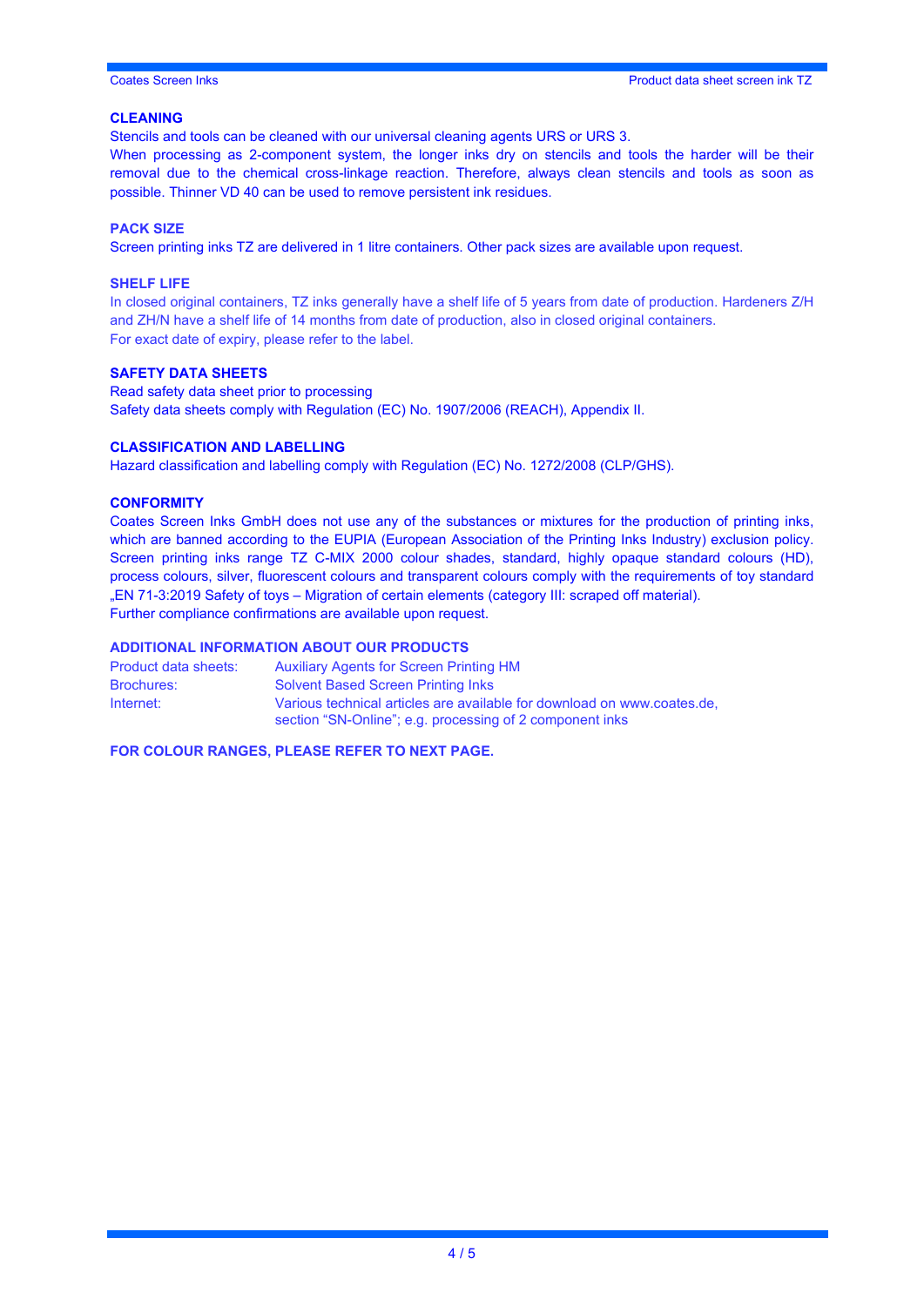## CLEANING

Stencils and tools can be cleaned with our universal cleaning agents URS or URS 3.
When processing as 2-component system, the longer inks dry on stencils and tools the harder will be their removal due to the chemical cross-linkage reaction. Therefore, always clean stencils and tools as soon as possible. Thinner VD 40 can be used to remove persistent ink residues.

## PACK SIZE

Screen printing inks TZ are delivered in 1 litre containers. Other pack sizes are available upon request.

## SHELF LIFE

In closed original containers, TZ inks generally have a shelf life of 5 years from date of production. Hardeners Z/H and ZH/N have a shelf life of 14 months from date of production, also in closed original containers.
For exact date of expiry, please refer to the label.

## SAFETY DATA SHEETS

Read safety data sheet prior to processing
Safety data sheets comply with Regulation (EC) No. 1907/2006 (REACH), Appendix II.

## CLASSIFICATION AND LABELLING

Hazard classification and labelling comply with Regulation (EC) No. 1272/2008 (CLP/GHS).

## CONFORMITY

Coates Screen Inks GmbH does not use any of the substances or mixtures for the production of printing inks, which are banned according to the EUPIA (European Association of the Printing Inks Industry) exclusion policy.
Screen printing inks range TZ C-MIX 2000 colour shades, standard, highly opaque standard colours (HD), process colours, silver, fluorescent colours and transparent colours comply with the requirements of toy standard „EN 71-3:2019 Safety of toys – Migration of certain elements (category III: scraped off material).
Further compliance confirmations are available upon request.

## ADDITIONAL INFORMATION ABOUT OUR PRODUCTS

| | |
|---|---|
| Product data sheets: | Auxiliary Agents for Screen Printing HM |
| Brochures: | Solvent Based Screen Printing Inks |
| Internet: | Various technical articles are available for download on www.coates.de, section “SN-Online”; e.g. processing of 2 component inks |

**FOR COLOUR RANGES, PLEASE REFER TO NEXT PAGE.**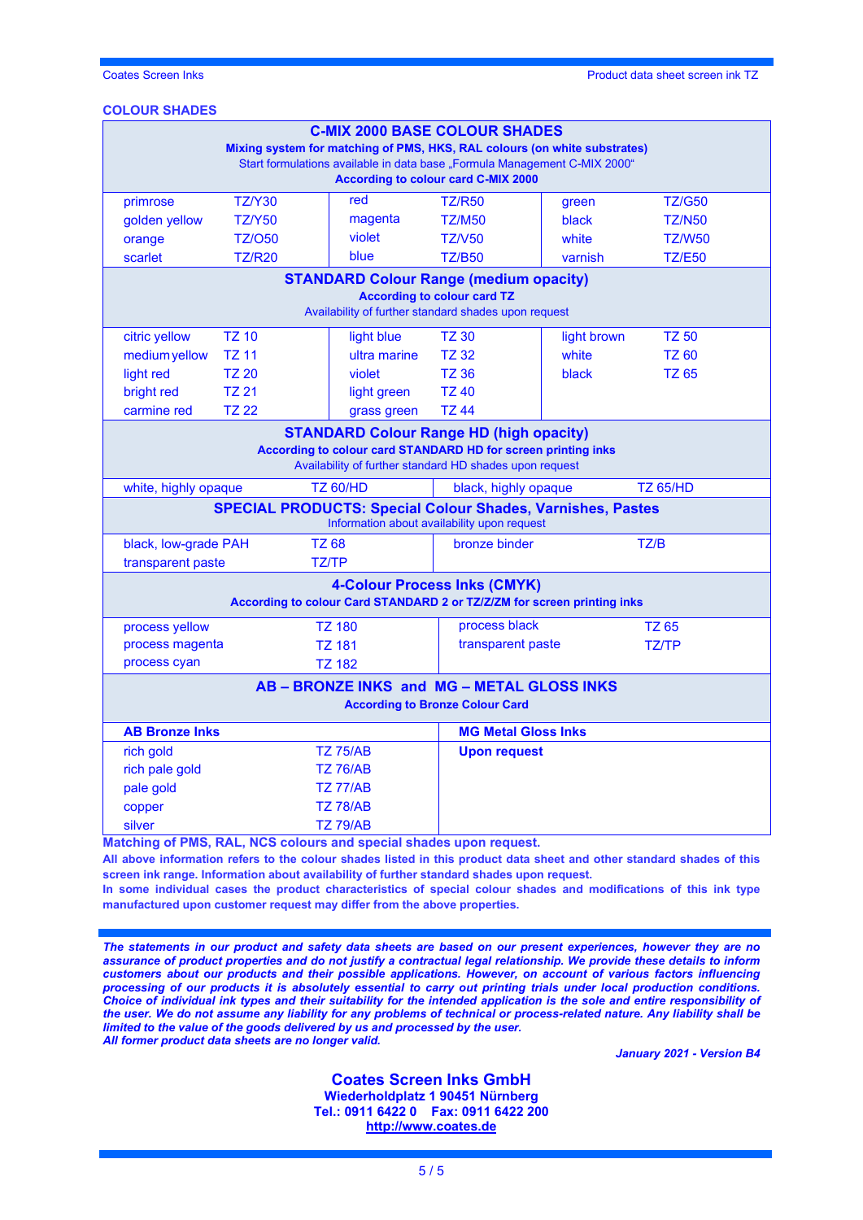## COLOUR SHADES

| | | | | | |
|---|---|---|---|---|---|
| **C-MIX 2000 BASE COLOUR SHADES**<br>**Mixing system for matching of PMS, HKS, RAL colours (on white substrates)**<br>Start formulations available in data base „Formula Management C-MIX 2000"<br>**According to colour card C-MIX 2000** | | | | | |
| primrose | TZ/Y30 | red | TZ/R50 | green | TZ/G50 |
| golden yellow | TZ/Y50 | magenta | TZ/M50 | black | TZ/N50 |
| orange | TZ/O50 | violet | TZ/V50 | white | TZ/W50 |
| scarlet | TZ/R20 | blue | TZ/B50 | varnish | TZ/E50 |
| **STANDARD Colour Range (medium opacity)**<br>**According to colour card TZ**<br>Availability of further standard shades upon request | | | | | |
| citric yellow | TZ 10 | light blue | TZ 30 | light brown | TZ 50 |
| medium yellow | TZ 11 | ultra marine | TZ 32 | white | TZ 60 |
| light red | TZ 20 | violet | TZ 36 | black | TZ 65 |
| bright red | TZ 21 | light green | TZ 40 | | |
| carmine red | TZ 22 | grass green | TZ 44 | | |

| | | | |
|---|---|---|---|
| **STANDARD Colour Range HD (high opacity)**<br>**According to colour card STANDARD HD for screen printing inks**<br>Availability of further standard HD shades upon request | | | |
| white, highly opaque | TZ 60/HD | black, highly opaque | TZ 65/HD |
| **SPECIAL PRODUCTS: Special Colour Shades, Varnishes, Pastes**<br>Information about availability upon request | | | |
| black, low-grade PAH | TZ 68 | bronze binder | TZ/B |
| transparent paste | TZ/TP | | |
| **4-Colour Process Inks (CMYK)**<br>**According to colour Card STANDARD 2 or TZ/Z/ZM for screen printing inks** | | | |
| process yellow | TZ 180 | process black | TZ 65 |
| process magenta | TZ 181 | transparent paste | TZ/TP |
| process cyan | TZ 182 | | |
| **AB – BRONZE INKS and MG – METAL GLOSS INKS**<br>**According to Bronze Colour Card** | | | |
| **AB Bronze Inks** | | **MG Metal Gloss Inks** | |
| rich gold | TZ 75/AB | **Upon request** | |
| rich pale gold | TZ 76/AB | | |
| pale gold | TZ 77/AB | | |
| copper | TZ 78/AB | | |
| silver | TZ 79/AB | | |

**Matching of PMS, RAL, NCS colours and special shades upon request.**

**All above information refers to the colour shades listed in this product data sheet and other standard shades of this screen ink range. Information about availability of further standard shades upon request.**

**In some individual cases the product characteristics of special colour shades and modifications of this ink type manufactured upon customer request may differ from the above properties.**

***The statements in our product and safety data sheets are based on our present experiences, however they are no assurance of product properties and do not justify a contractual legal relationship. We provide these details to inform customers about our products and their possible applications. However, on account of various factors influencing processing of our products it is absolutely essential to carry out printing trials under local production conditions. Choice of individual ink types and their suitability for the intended application is the sole and entire responsibility of the user. We do not assume any liability for any problems of technical or process-related nature. Any liability shall be limited to the value of the goods delivered by us and processed by the user.***
***All former product data sheets are no longer valid.***

***January 2021 - Version B4***

**Coates Screen Inks GmbH**
**Wiederholdplatz 1 90451 Nürnberg**
**Tel.: 0911 6422 0 Fax: 0911 6422 200**
**http://www.coates.de**